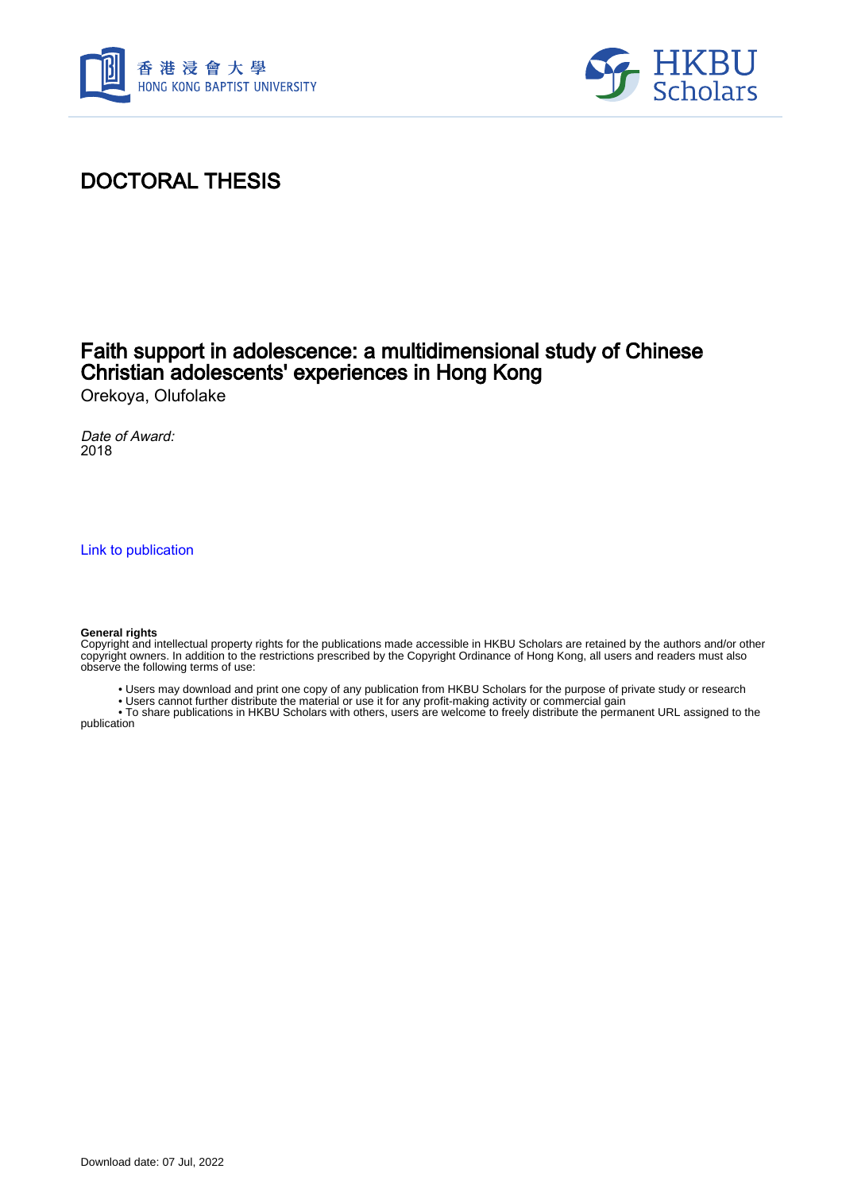# DOCTORAL THESIS

## Faith support in adolescence: a multidimensional study of Chinese Christian adolescents' experiences in Hong Kong

Orekoya, Olufolake

*Date of Award:*
2018

Link to publication

**General rights**
Copyright and intellectual property rights for the publications made accessible in HKBU Scholars are retained by the authors and/or other copyright owners. In addition to the restrictions prescribed by the Copyright Ordinance of Hong Kong, all users and readers must also observe the following terms of use:

- Users may download and print one copy of any publication from HKBU Scholars for the purpose of private study or research
- Users cannot further distribute the material or use it for any profit-making activity or commercial gain
- To share publications in HKBU Scholars with others, users are welcome to freely distribute the permanent URL assigned to the publication

Download date: 07 Jul, 2022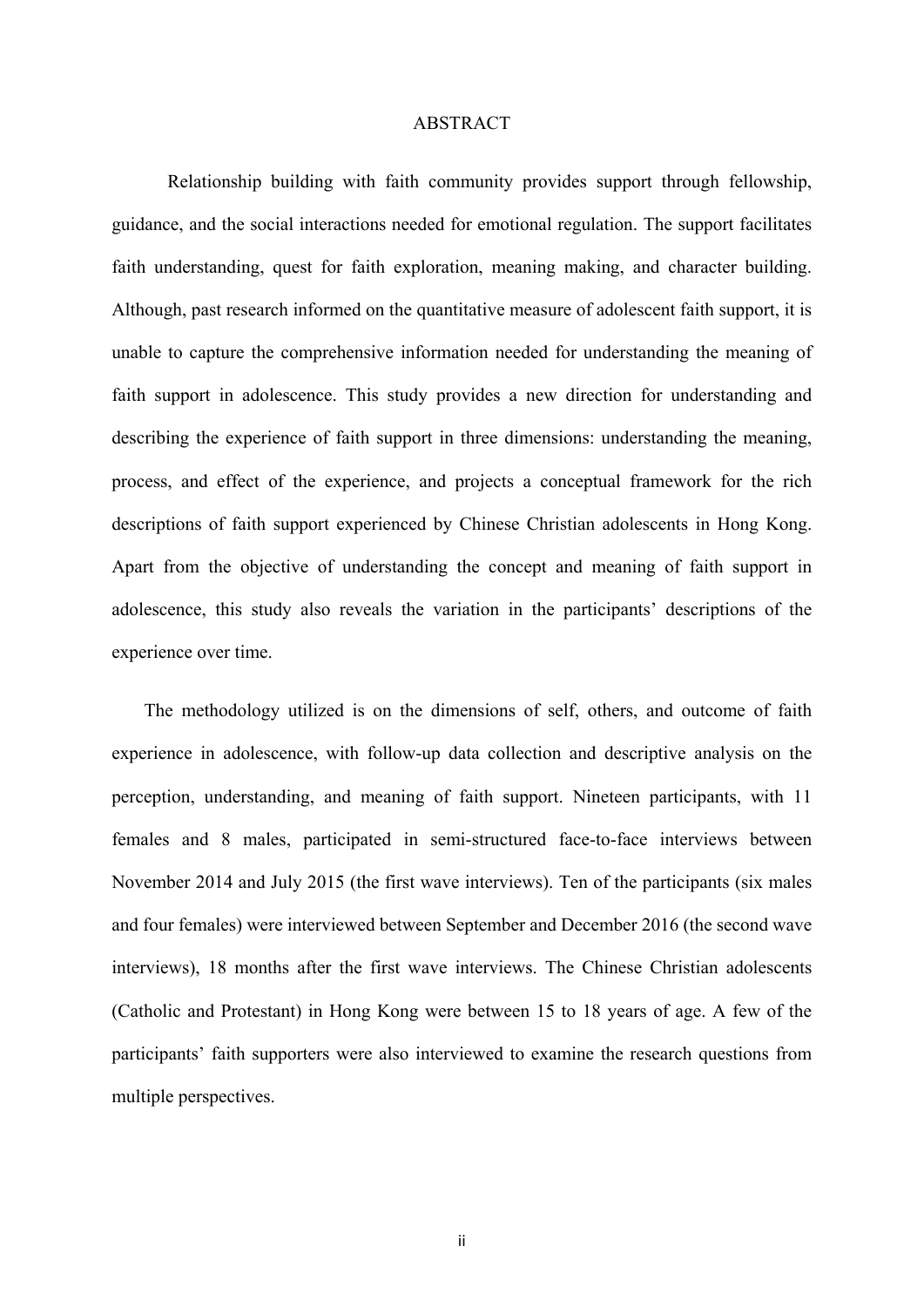# ABSTRACT

Relationship building with faith community provides support through fellowship, guidance, and the social interactions needed for emotional regulation. The support facilitates faith understanding, quest for faith exploration, meaning making, and character building. Although, past research informed on the quantitative measure of adolescent faith support, it is unable to capture the comprehensive information needed for understanding the meaning of faith support in adolescence. This study provides a new direction for understanding and describing the experience of faith support in three dimensions: understanding the meaning, process, and effect of the experience, and projects a conceptual framework for the rich descriptions of faith support experienced by Chinese Christian adolescents in Hong Kong. Apart from the objective of understanding the concept and meaning of faith support in adolescence, this study also reveals the variation in the participants' descriptions of the experience over time.

The methodology utilized is on the dimensions of self, others, and outcome of faith experience in adolescence, with follow-up data collection and descriptive analysis on the perception, understanding, and meaning of faith support. Nineteen participants, with 11 females and 8 males, participated in semi-structured face-to-face interviews between November 2014 and July 2015 (the first wave interviews). Ten of the participants (six males and four females) were interviewed between September and December 2016 (the second wave interviews), 18 months after the first wave interviews. The Chinese Christian adolescents (Catholic and Protestant) in Hong Kong were between 15 to 18 years of age. A few of the participants' faith supporters were also interviewed to examine the research questions from multiple perspectives.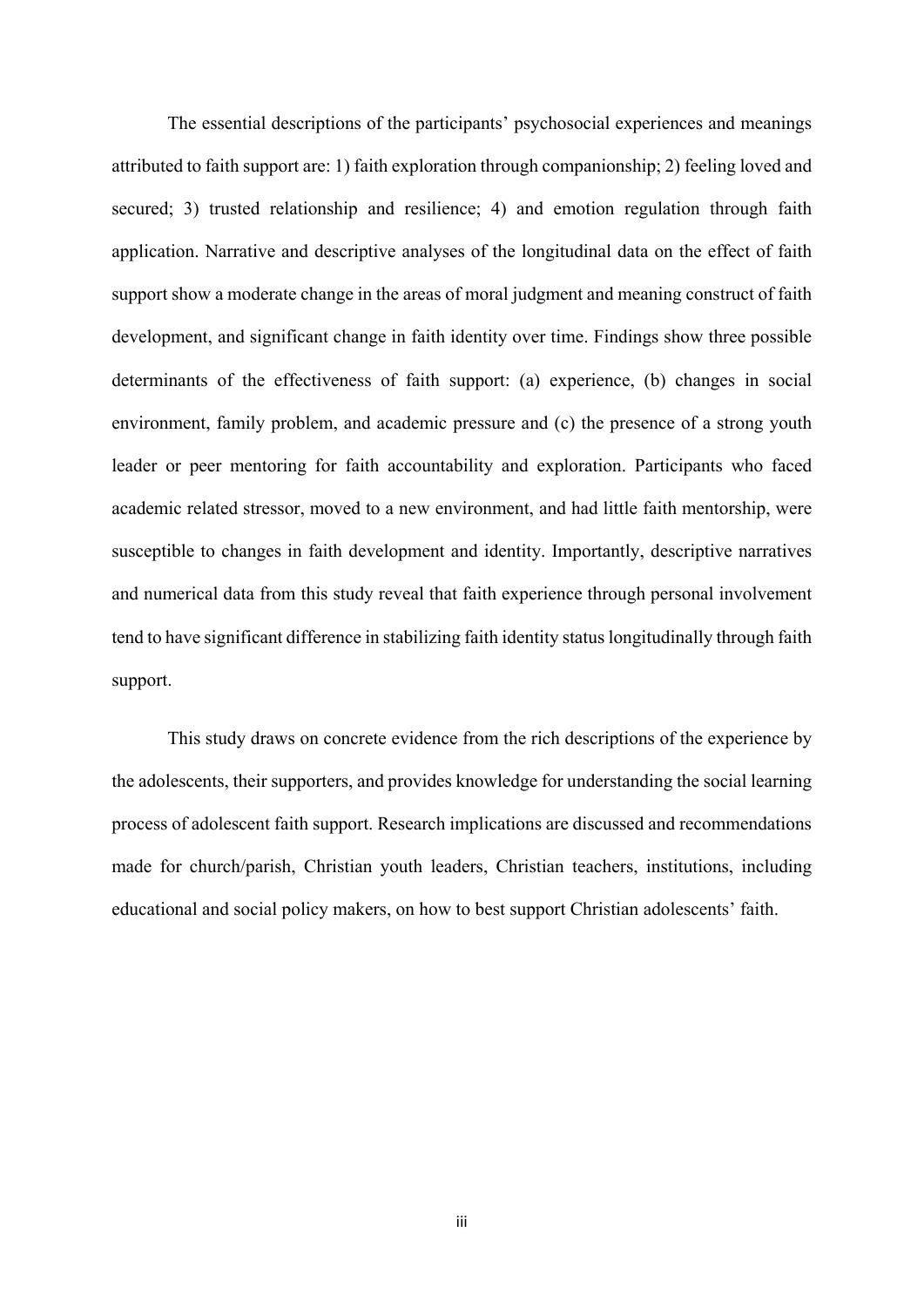The essential descriptions of the participants' psychosocial experiences and meanings attributed to faith support are: 1) faith exploration through companionship; 2) feeling loved and secured; 3) trusted relationship and resilience; 4) and emotion regulation through faith application. Narrative and descriptive analyses of the longitudinal data on the effect of faith support show a moderate change in the areas of moral judgment and meaning construct of faith development, and significant change in faith identity over time. Findings show three possible determinants of the effectiveness of faith support: (a) experience, (b) changes in social environment, family problem, and academic pressure and (c) the presence of a strong youth leader or peer mentoring for faith accountability and exploration. Participants who faced academic related stressor, moved to a new environment, and had little faith mentorship, were susceptible to changes in faith development and identity. Importantly, descriptive narratives and numerical data from this study reveal that faith experience through personal involvement tend to have significant difference in stabilizing faith identity status longitudinally through faith support.

This study draws on concrete evidence from the rich descriptions of the experience by the adolescents, their supporters, and provides knowledge for understanding the social learning process of adolescent faith support. Research implications are discussed and recommendations made for church/parish, Christian youth leaders, Christian teachers, institutions, including educational and social policy makers, on how to best support Christian adolescents' faith.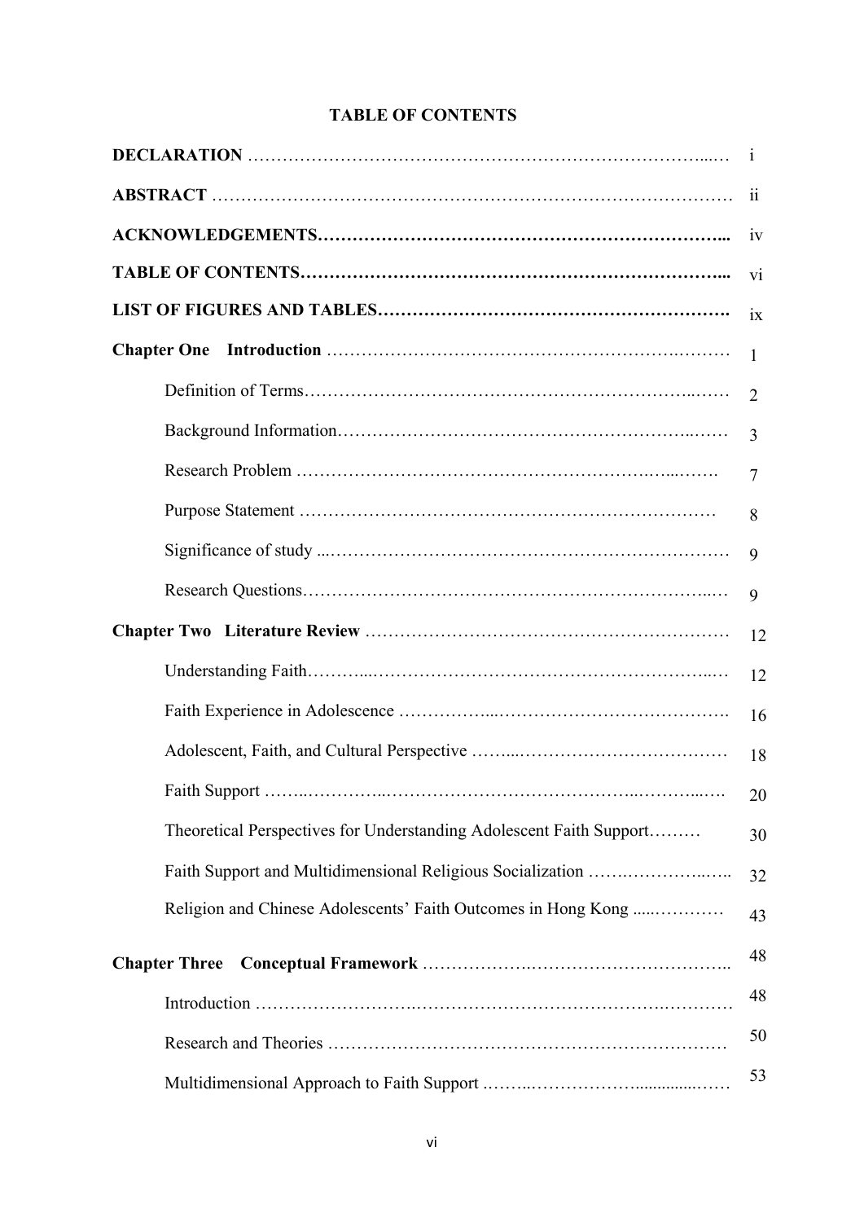# TABLE OF CONTENTS

**DECLARATION** ........................................................................... i

**ABSTRACT** ........................................................................... ii

**ACKNOWLEDGEMENTS**........................................................................... iv

**TABLE OF CONTENTS**........................................................................... vi

**LIST OF FIGURES AND TABLES**........................................................................... ix

**Chapter One Introduction** ........................................................................... 1

- Definition of Terms........................................................................... 2
- Background Information........................................................................... 3
- Research Problem ........................................................................... 7
- Purpose Statement ........................................................................... 8
- Significance of study ........................................................................... 9
- Research Questions........................................................................... 9

**Chapter Two Literature Review** ........................................................................... 12

- Understanding Faith........................................................................... 12
- Faith Experience in Adolescence ........................................................................... 16
- Adolescent, Faith, and Cultural Perspective ........................................................................... 18
- Faith Support ........................................................................... 20
- Theoretical Perspectives for Understanding Adolescent Faith Support......... 30
- Faith Support and Multidimensional Religious Socialization ........................ 32
- Religion and Chinese Adolescents' Faith Outcomes in Hong Kong ............... 43

**Chapter Three Conceptual Framework** ........................................................................... 48

- Introduction ........................................................................... 48
- Research and Theories ........................................................................... 50
- Multidimensional Approach to Faith Support ........................................................................... 53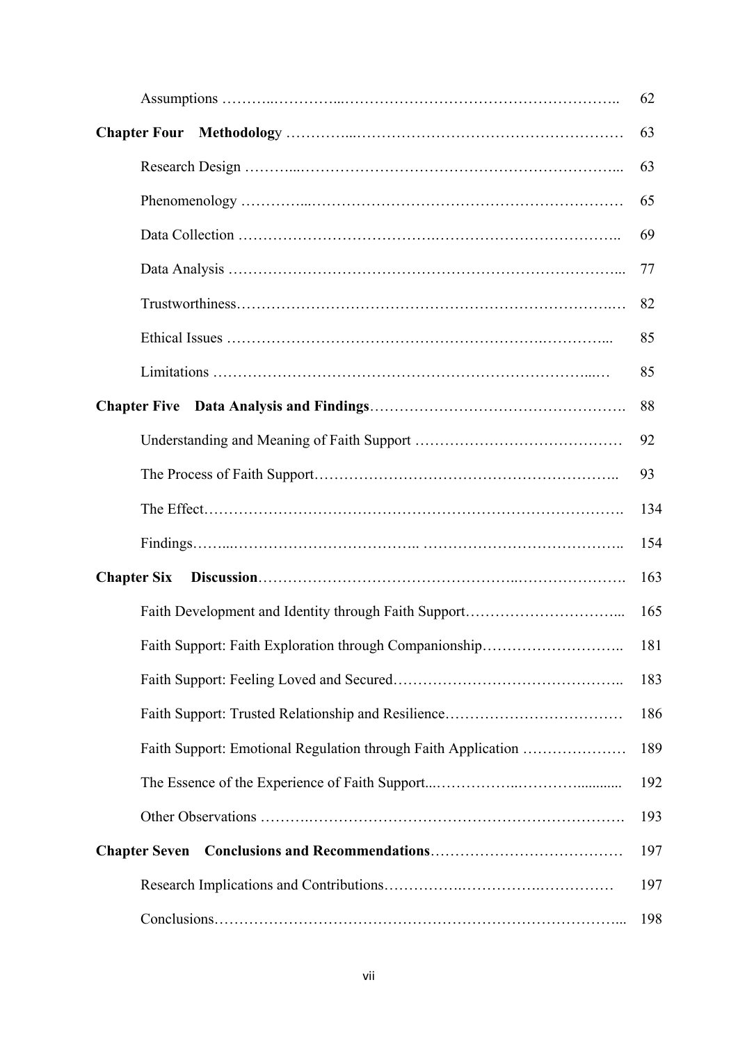Assumptions ........................................................................ 62

**Chapter Four Methodology** ........................................................................ 63

Research Design ........................................................................ 63

Phenomenology ........................................................................ 65

Data Collection ........................................................................ 69

Data Analysis ........................................................................ 77

Trustworthiness........................................................................ 82

Ethical Issues ........................................................................ 85

Limitations ........................................................................ 85

**Chapter Five Data Analysis and Findings**........................................................................ 88

Understanding and Meaning of Faith Support ........................................................................ 92

The Process of Faith Support........................................................................ 93

The Effect........................................................................ 134

Findings........................................................................ 154

**Chapter Six Discussion**........................................................................ 163

Faith Development and Identity through Faith Support........................................................................ 165

Faith Support: Faith Exploration through Companionship........................................................................ 181

Faith Support: Feeling Loved and Secured........................................................................ 183

Faith Support: Trusted Relationship and Resilience........................................................................ 186

Faith Support: Emotional Regulation through Faith Application ........................................................................ 189

The Essence of the Experience of Faith Support........................................................................ 192

Other Observations ........................................................................ 193

**Chapter Seven Conclusions and Recommendations**........................................................................ 197

Research Implications and Contributions........................................................................ 197

Conclusions........................................................................ 198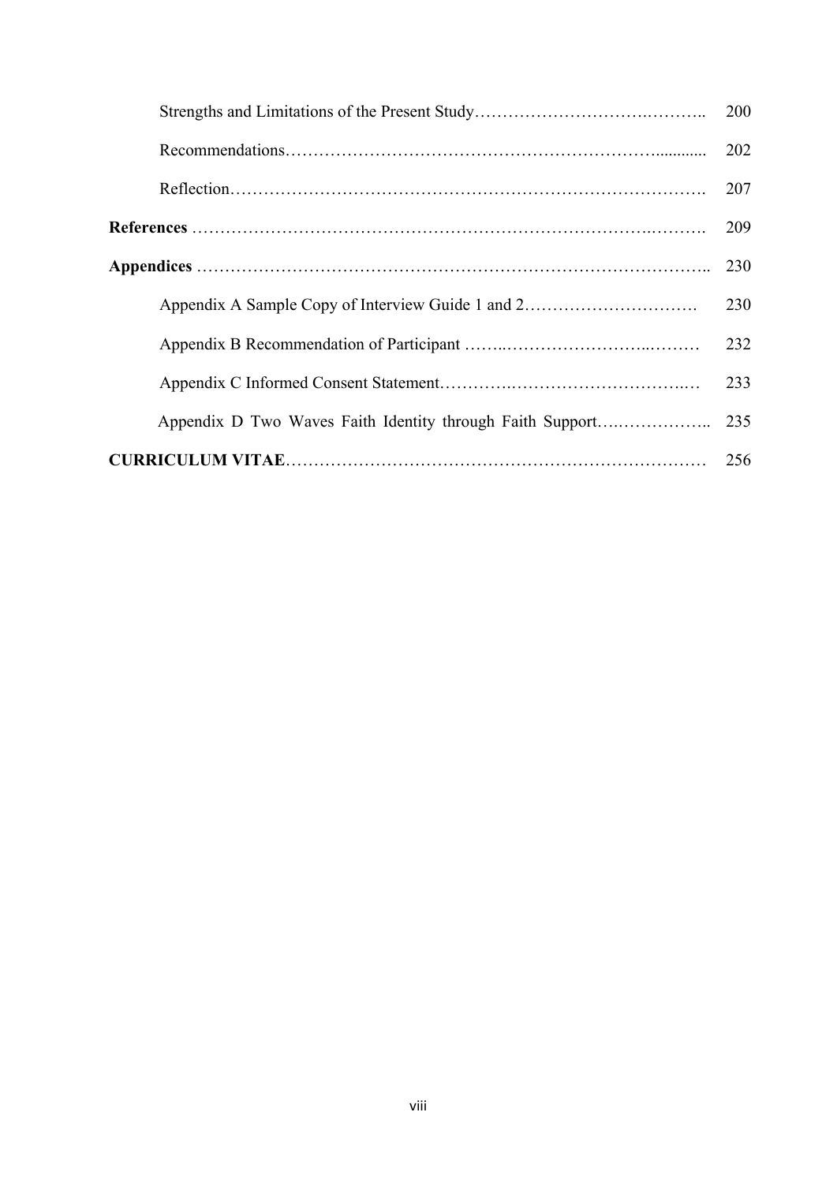Strengths and Limitations of the Present Study………………………….……….. 200

Recommendations…………………………………………………………........... 202

Reflection………………………………………………………………………. 207

**References** ………………………………………………………………….………. 209

**Appendices** ………………………………………………………………………….. 230

Appendix A Sample Copy of Interview Guide 1 and 2…………………………. 230

Appendix B Recommendation of Participant ……..……………………..……… 232

Appendix C Informed Consent Statement………….…………………………..… 233

Appendix D Two Waves Faith Identity through Faith Support….…………….. 235

**CURRICULUM VITAE**………………………………………………………………… 256